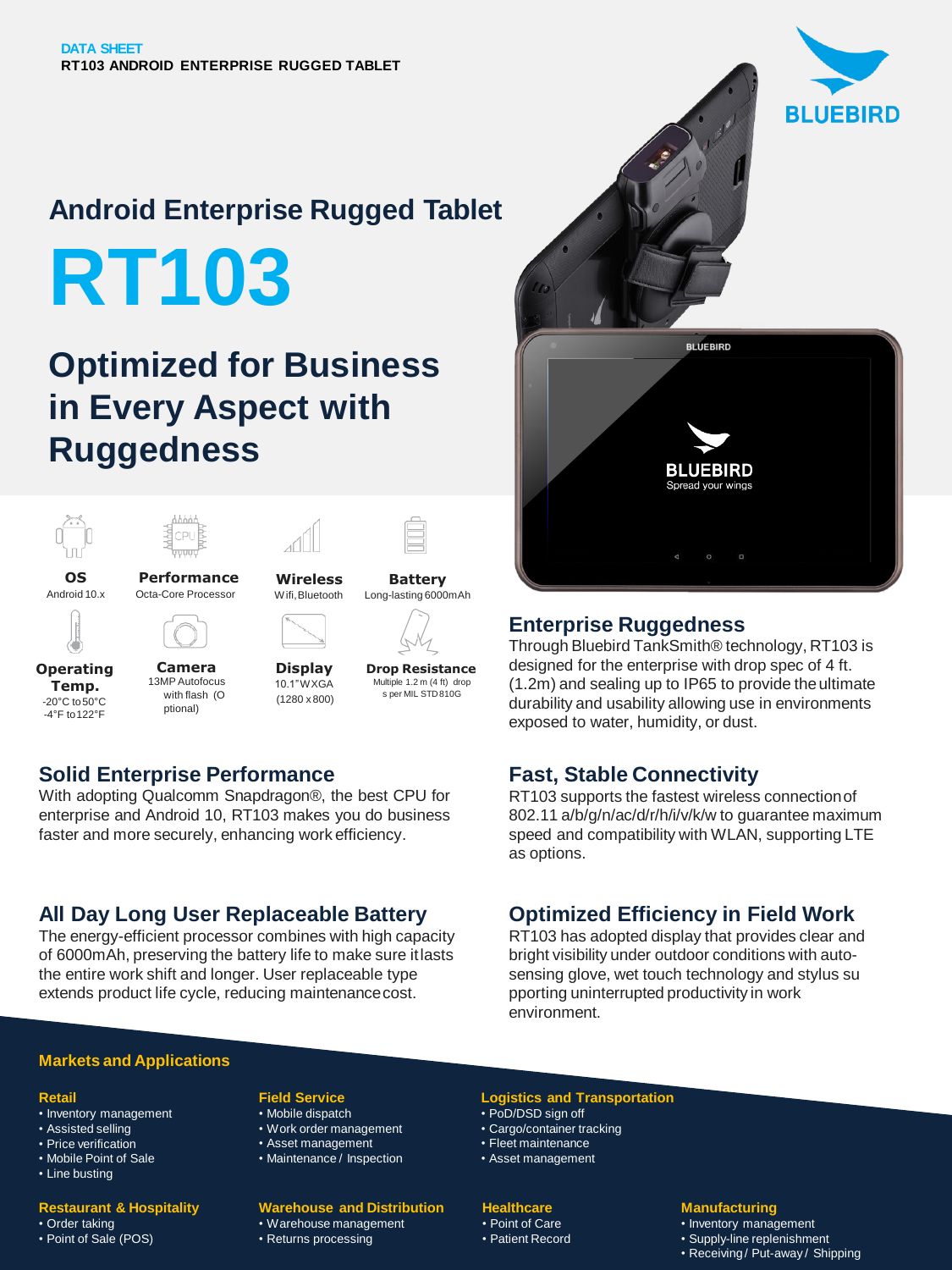DATA SHEET
**RT103 ANDROID ENTERPRISE RUGGED TABLET**

BLUEBIRD

## Android Enterprise Rugged Tablet

# RT103

## Optimized for Business in Every Aspect with Ruggedness

**OS**
Android 10.x

**Performance**
Octa-Core Processor

**Wireless**
Wifi, Bluetooth

**Battery**
Long-lasting 6000mAh

**Operating Temp.**
-20°C to 50°C
-4°F to 122°F

**Camera**
13MP Autofocus with flash (Optional)

**Display**
10.1" WXGA (1280 x 800)

**Drop Resistance**
Multiple 1.2 m (4 ft) drops per MIL STD 810G

### Enterprise Ruggedness

Through Bluebird TankSmith® technology, RT103 is designed for the enterprise with drop spec of 4 ft. (1.2m) and sealing up to IP65 to provide the ultimate durability and usability allowing use in environments exposed to water, humidity, or dust.

### Solid Enterprise Performance

With adopting Qualcomm Snapdragon®, the best CPU for enterprise and Android 10, RT103 makes you do business faster and more securely, enhancing work efficiency.

### Fast, Stable Connectivity

RT103 supports the fastest wireless connection of 802.11 a/b/g/n/ac/d/r/h/i/v/k/w to guarantee maximum speed and compatibility with WLAN, supporting LTE as options.

### All Day Long User Replaceable Battery

The energy-efficient processor combines with high capacity of 6000mAh, preserving the battery life to make sure it lasts the entire work shift and longer. User replaceable type extends product life cycle, reducing maintenance cost.

### Optimized Efficiency in Field Work

RT103 has adopted display that provides clear and bright visibility under outdoor conditions with auto-sensing glove, wet touch technology and stylus supporting uninterrupted productivity in work environment.

## Markets and Applications

**Retail**
- Inventory management
- Assisted selling
- Price verification
- Mobile Point of Sale
- Line busting

**Field Service**
- Mobile dispatch
- Work order management
- Asset management
- Maintenance / Inspection

**Logistics and Transportation**
- PoD/DSD sign off
- Cargo/container tracking
- Fleet maintenance
- Asset management

**Restaurant & Hospitality**
- Order taking
- Point of Sale (POS)

**Warehouse and Distribution**
- Warehouse management
- Returns processing

**Healthcare**
- Point of Care
- Patient Record

**Manufacturing**
- Inventory management
- Supply-line replenishment
- Receiving / Put-away / Shipping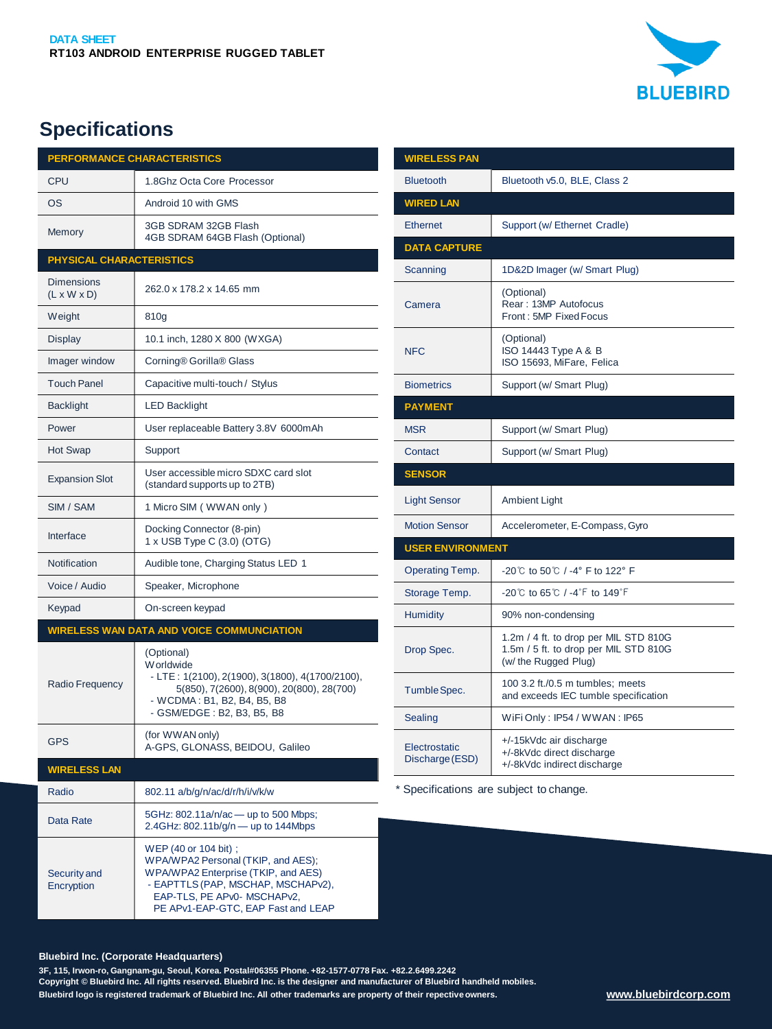DATA SHEET
**RT103 ANDROID ENTERPRISE RUGGED TABLET**

BLUEBIRD

# Specifications

| PERFORMANCE CHARACTERISTICS | |
|---|---|
| CPU | 1.8Ghz Octa Core Processor |
| OS | Android 10 with GMS |
| Memory | 3GB SDRAM 32GB Flash<br>4GB SDRAM 64GB Flash (Optional) |
| **PHYSICAL CHARACTERISTICS** | |
| Dimensions (L x W x D) | 262.0 x 178.2 x 14.65 mm |
| Weight | 810g |
| Display | 10.1 inch, 1280 X 800 (WXGA) |
| Imager window | Corning® Gorilla® Glass |
| Touch Panel | Capacitive multi-touch / Stylus |
| Backlight | LED Backlight |
| Power | User replaceable Battery 3.8V 6000mAh |
| Hot Swap | Support |
| Expansion Slot | User accessible micro SDXC card slot<br>(standard supports up to 2TB) |
| SIM / SAM | 1 Micro SIM ( WWAN only ) |
| Interface | Docking Connector (8-pin)<br>1 x USB Type C (3.0) (OTG) |
| Notification | Audible tone, Charging Status LED 1 |
| Voice / Audio | Speaker, Microphone |
| Keypad | On-screen keypad |
| **WIRELESS WAN DATA AND VOICE COMMUNCIATION** | |
| Radio Frequency | (Optional)<br>Worldwide<br>- LTE : 1(2100), 2(1900), 3(1800), 4(1700/2100), 5(850), 7(2600), 8(900), 20(800), 28(700)<br>- WCDMA : B1, B2, B4, B5, B8<br>- GSM/EDGE : B2, B3, B5, B8 |
| GPS | (for WWAN only)<br>A-GPS, GLONASS, BEIDOU, Galileo |
| **WIRELESS LAN** | |
| Radio | 802.11 a/b/g/n/ac/d/r/h/i/v/k/w |
| Data Rate | 5GHz: 802.11a/n/ac — up to 500 Mbps;<br>2.4GHz: 802.11b/g/n — up to 144Mbps |
| Security and Encryption | WEP (40 or 104 bit) ;<br>WPA/WPA2 Personal (TKIP, and AES);<br>WPA/WPA2 Enterprise (TKIP, and AES)<br>- EAPTTLS (PAP, MSCHAP, MSCHAPv2), EAP-TLS, PE APv0- MSCHAPv2, PE APv1-EAP-GTC, EAP Fast and LEAP |

| WIRELESS PAN | |
|---|---|
| Bluetooth | Bluetooth v5.0, BLE, Class 2 |
| **WIRED LAN** | |
| Ethernet | Support (w/ Ethernet Cradle) |
| **DATA CAPTURE** | |
| Scanning | 1D&2D Imager (w/ Smart Plug) |
| Camera | (Optional)<br>Rear : 13MP Autofocus<br>Front : 5MP Fixed Focus |
| NFC | (Optional)<br>ISO 14443 Type A & B<br>ISO 15693, MiFare, Felica |
| Biometrics | Support (w/ Smart Plug) |
| **PAYMENT** | |
| MSR | Support (w/ Smart Plug) |
| Contact | Support (w/ Smart Plug) |
| **SENSOR** | |
| Light Sensor | Ambient Light |
| Motion Sensor | Accelerometer, E-Compass, Gyro |
| **USER ENVIRONMENT** | |
| Operating Temp. | -20℃ to 50℃ / -4° F to 122° F |
| Storage Temp. | -20℃ to 65℃ / -4℉ to 149℉ |
| Humidity | 90% non-condensing |
| Drop Spec. | 1.2m / 4 ft. to drop per MIL STD 810G<br>1.5m / 5 ft. to drop per MIL STD 810G<br>(w/ the Rugged Plug) |
| Tumble Spec. | 100 3.2 ft./0.5 m tumbles; meets and exceeds IEC tumble specification |
| Sealing | WiFi Only : IP54 / WWAN : IP65 |
| Electrostatic Discharge (ESD) | +/-15kVdc air discharge<br>+/-8kVdc direct discharge<br>+/-8kVdc indirect discharge |

* Specifications are subject to change.

**Bluebird Inc. (Corporate Headquarters)**

**3F, 115, Irwon-ro, Gangnam-gu, Seoul, Korea. Postal#06355 Phone. +82-1577-0778 Fax. +82.2.6499.2242**
**Copyright © Bluebird Inc. All rights reserved. Bluebird Inc. is the designer and manufacturer of Bluebird handheld mobiles.**
**Bluebird logo is registered trademark of Bluebird Inc. All other trademarks are property of their repective owners.**

www.bluebirdcorp.com